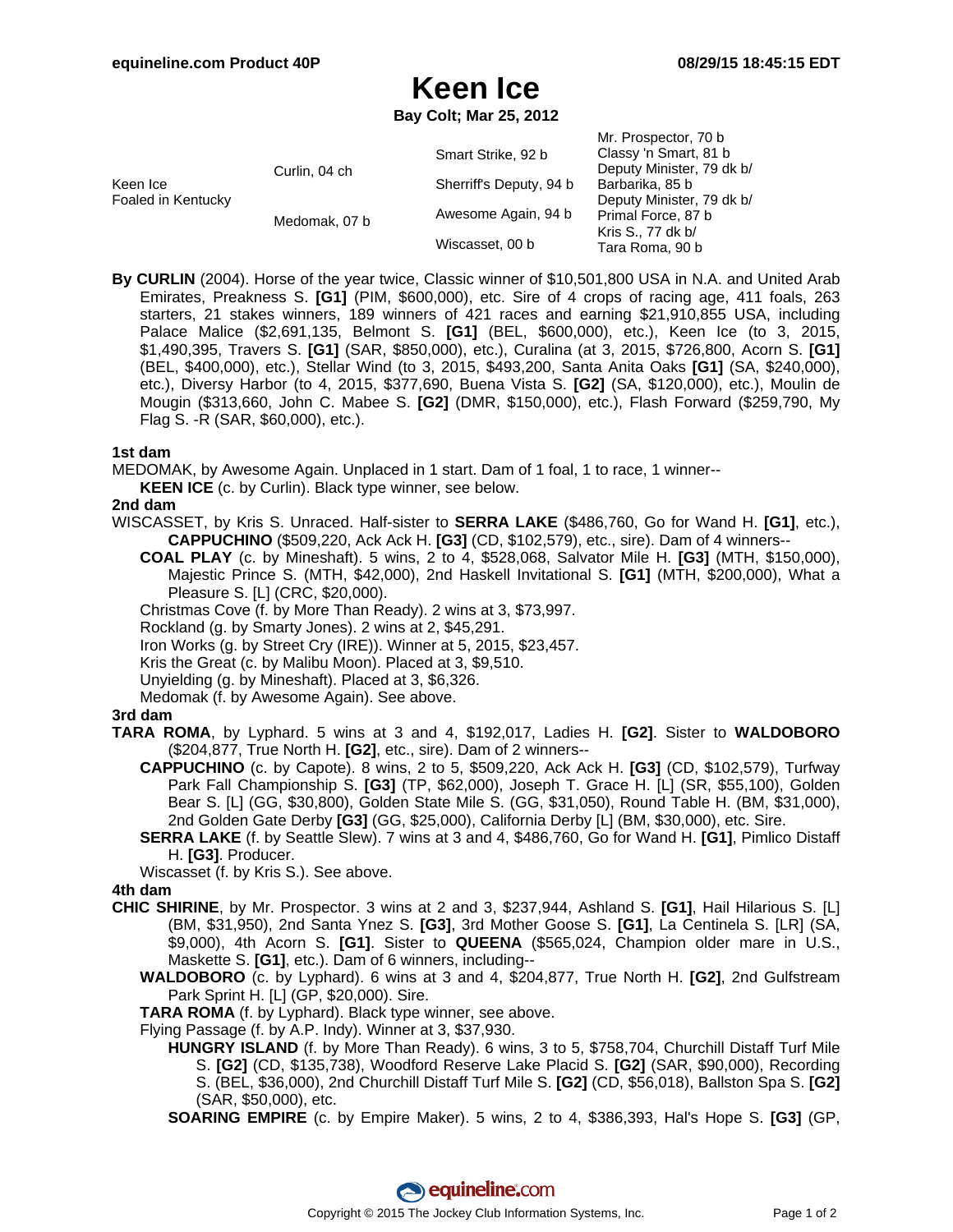# Keen Ice

**Bay Colt; Mar 25, 2012**

| | | | |
|---|---|---|---|
| Keen Ice<br>Foaled in Kentucky | Curlin, 04 ch | Smart Strike, 92 b | Mr. Prospector, 70 b<br>Classy 'n Smart, 81 b |
| | | Sherriff's Deputy, 94 b | Deputy Minister, 79 dk b/<br>Barbarika, 85 b |
| | Medomak, 07 b | Awesome Again, 94 b | Deputy Minister, 79 dk b/<br>Primal Force, 87 b |
| | | Wiscasset, 00 b | Kris S., 77 dk b/<br>Tara Roma, 90 b |

**By CURLIN** (2004). Horse of the year twice, Classic winner of $10,501,800 USA in N.A. and United Arab Emirates, Preakness S. **[G1]** (PIM, $600,000), etc. Sire of 4 crops of racing age, 411 foals, 263 starters, 21 stakes winners, 189 winners of 421 races and earning $21,910,855 USA, including Palace Malice ($2,691,135, Belmont S. **[G1]** (BEL, $600,000), etc.), Keen Ice (to 3, 2015, $1,490,395, Travers S. **[G1]** (SAR, $850,000), etc.), Curalina (at 3, 2015, $726,800, Acorn S. **[G1]** (BEL, $400,000), etc.), Stellar Wind (to 3, 2015, $493,200, Santa Anita Oaks **[G1]** (SA, $240,000), etc.), Diversy Harbor (to 4, 2015, $377,690, Buena Vista S. **[G2]** (SA, $120,000), etc.), Moulin de Mougin ($313,660, John C. Mabee S. **[G2]** (DMR, $150,000), etc.), Flash Forward ($259,790, My Flag S. -R (SAR, $60,000), etc.).

**1st dam**

MEDOMAK, by Awesome Again. Unplaced in 1 start. Dam of 1 foal, 1 to race, 1 winner--

**KEEN ICE** (c. by Curlin). Black type winner, see below.

**2nd dam**

WISCASSET, by Kris S. Unraced. Half-sister to **SERRA LAKE** ($486,760, Go for Wand H. **[G1]**, etc.), **CAPPUCHINO** ($509,220, Ack Ack H. **[G3]** (CD, $102,579), etc., sire). Dam of 4 winners--

**COAL PLAY** (c. by Mineshaft). 5 wins, 2 to 4, $528,068, Salvator Mile H. **[G3]** (MTH, $150,000), Majestic Prince S. (MTH, $42,000), 2nd Haskell Invitational S. **[G1]** (MTH, $200,000), What a Pleasure S. [L] (CRC, $20,000).

Christmas Cove (f. by More Than Ready). 2 wins at 3, $73,997.

Rockland (g. by Smarty Jones). 2 wins at 2, $45,291.

Iron Works (g. by Street Cry (IRE)). Winner at 5, 2015, $23,457.

Kris the Great (c. by Malibu Moon). Placed at 3, $9,510.

Unyielding (g. by Mineshaft). Placed at 3, $6,326.

Medomak (f. by Awesome Again). See above.

**3rd dam**

**TARA ROMA**, by Lyphard. 5 wins at 3 and 4, $192,017, Ladies H. **[G2]**. Sister to **WALDOBORO** ($204,877, True North H. **[G2]**, etc., sire). Dam of 2 winners--

**CAPPUCHINO** (c. by Capote). 8 wins, 2 to 5, $509,220, Ack Ack H. **[G3]** (CD, $102,579), Turfway Park Fall Championship S. **[G3]** (TP, $62,000), Joseph T. Grace H. [L] (SR, $55,100), Golden Bear S. [L] (GG, $30,800), Golden State Mile S. (GG, $31,050), Round Table H. (BM, $31,000), 2nd Golden Gate Derby **[G3]** (GG, $25,000), California Derby [L] (BM, $30,000), etc. Sire.

**SERRA LAKE** (f. by Seattle Slew). 7 wins at 3 and 4, $486,760, Go for Wand H. **[G1]**, Pimlico Distaff H. **[G3]**. Producer.

Wiscasset (f. by Kris S.). See above.

**4th dam**

**CHIC SHIRINE**, by Mr. Prospector. 3 wins at 2 and 3, $237,944, Ashland S. **[G1]**, Hail Hilarious S. [L] (BM, $31,950), 2nd Santa Ynez S. **[G3]**, 3rd Mother Goose S. **[G1]**, La Centinela S. [LR] (SA, $9,000), 4th Acorn S. **[G1]**. Sister to **QUEENA** ($565,024, Champion older mare in U.S., Maskette S. **[G1]**, etc.). Dam of 6 winners, including--

**WALDOBORO** (c. by Lyphard). 6 wins at 3 and 4, $204,877, True North H. **[G2]**, 2nd Gulfstream Park Sprint H. [L] (GP, $20,000). Sire.

**TARA ROMA** (f. by Lyphard). Black type winner, see above.

Flying Passage (f. by A.P. Indy). Winner at 3, $37,930.

**HUNGRY ISLAND** (f. by More Than Ready). 6 wins, 3 to 5, $758,704, Churchill Distaff Turf Mile S. **[G2]** (CD, $135,738), Woodford Reserve Lake Placid S. **[G2]** (SAR, $90,000), Recording S. (BEL, $36,000), 2nd Churchill Distaff Turf Mile S. **[G2]** (CD, $56,018), Ballston Spa S. **[G2]** (SAR, $50,000), etc.

**SOARING EMPIRE** (c. by Empire Maker). 5 wins, 2 to 4, $386,393, Hal's Hope S. **[G3]** (GP,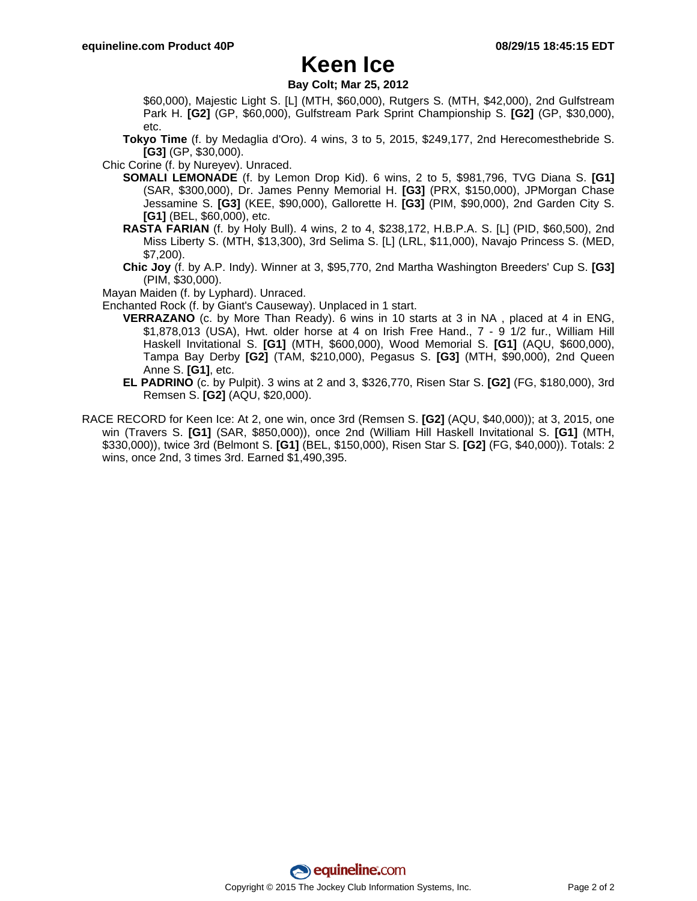# Keen Ice

**Bay Colt; Mar 25, 2012**

$60,000), Majestic Light S. [L] (MTH, $60,000), Rutgers S. (MTH, $42,000), 2nd Gulfstream Park H. **[G2]** (GP, $60,000), Gulfstream Park Sprint Championship S. **[G2]** (GP, $30,000), etc.

**Tokyo Time** (f. by Medaglia d'Oro). 4 wins, 3 to 5, 2015, $249,177, 2nd Herecomesthebride S. **[G3]** (GP, $30,000).

Chic Corine (f. by Nureyev). Unraced.

**SOMALI LEMONADE** (f. by Lemon Drop Kid). 6 wins, 2 to 5, $981,796, TVG Diana S. **[G1]** (SAR, $300,000), Dr. James Penny Memorial H. **[G3]** (PRX, $150,000), JPMorgan Chase Jessamine S. **[G3]** (KEE, $90,000), Gallorette H. **[G3]** (PIM, $90,000), 2nd Garden City S. **[G1]** (BEL, $60,000), etc.

**RASTA FARIAN** (f. by Holy Bull). 4 wins, 2 to 4, $238,172, H.B.P.A. S. [L] (PID, $60,500), 2nd Miss Liberty S. (MTH, $13,300), 3rd Selima S. [L] (LRL, $11,000), Navajo Princess S. (MED, $7,200).

**Chic Joy** (f. by A.P. Indy). Winner at 3, $95,770, 2nd Martha Washington Breeders' Cup S. **[G3]** (PIM, $30,000).

Mayan Maiden (f. by Lyphard). Unraced.

Enchanted Rock (f. by Giant's Causeway). Unplaced in 1 start.

**VERRAZANO** (c. by More Than Ready). 6 wins in 10 starts at 3 in NA , placed at 4 in ENG, $1,878,013 (USA), Hwt. older horse at 4 on Irish Free Hand., 7 - 9 1/2 fur., William Hill Haskell Invitational S. **[G1]** (MTH, $600,000), Wood Memorial S. **[G1]** (AQU, $600,000), Tampa Bay Derby **[G2]** (TAM, $210,000), Pegasus S. **[G3]** (MTH, $90,000), 2nd Queen Anne S. **[G1]**, etc.

**EL PADRINO** (c. by Pulpit). 3 wins at 2 and 3, $326,770, Risen Star S. **[G2]** (FG, $180,000), 3rd Remsen S. **[G2]** (AQU, $20,000).

RACE RECORD for Keen Ice: At 2, one win, once 3rd (Remsen S. **[G2]** (AQU, $40,000)); at 3, 2015, one win (Travers S. **[G1]** (SAR, $850,000)), once 2nd (William Hill Haskell Invitational S. **[G1]** (MTH, $330,000)), twice 3rd (Belmont S. **[G1]** (BEL, $150,000), Risen Star S. **[G2]** (FG, $40,000)). Totals: 2 wins, once 2nd, 3 times 3rd. Earned $1,490,395.

Copyright © 2015 The Jockey Club Information Systems, Inc.